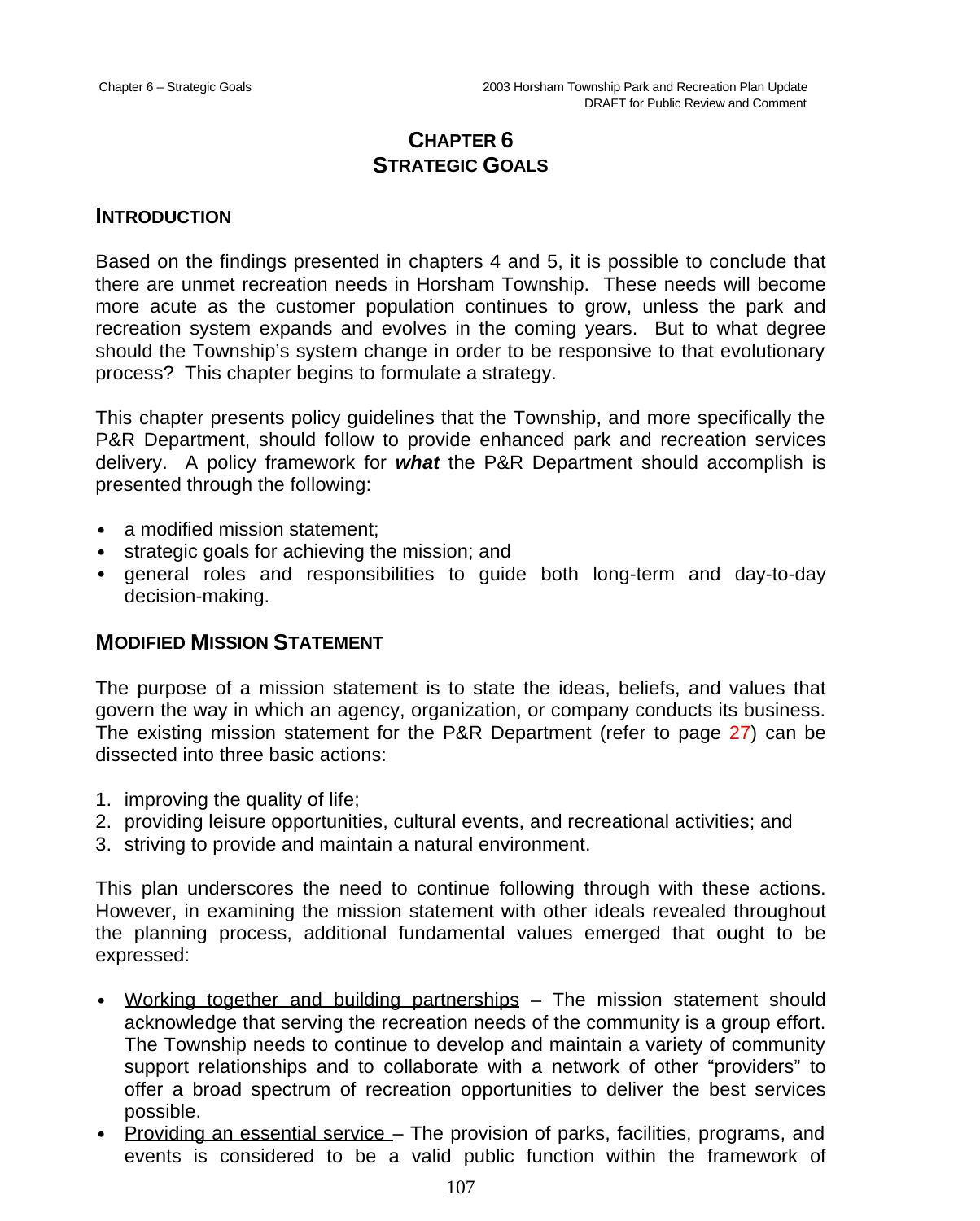# CHAPTER 6
# STRATEGIC GOALS

## INTRODUCTION

Based on the findings presented in chapters 4 and 5, it is possible to conclude that there are unmet recreation needs in Horsham Township. These needs will become more acute as the customer population continues to grow, unless the park and recreation system expands and evolves in the coming years. But to what degree should the Township's system change in order to be responsive to that evolutionary process? This chapter begins to formulate a strategy.

This chapter presents policy guidelines that the Township, and more specifically the P&R Department, should follow to provide enhanced park and recreation services delivery. A policy framework for ***what*** the P&R Department should accomplish is presented through the following:

- a modified mission statement;
- strategic goals for achieving the mission; and
- general roles and responsibilities to guide both long-term and day-to-day decision-making.

## MODIFIED MISSION STATEMENT

The purpose of a mission statement is to state the ideas, beliefs, and values that govern the way in which an agency, organization, or company conducts its business. The existing mission statement for the P&R Department (refer to page 27) can be dissected into three basic actions:

1. improving the quality of life;
2. providing leisure opportunities, cultural events, and recreational activities; and
3. striving to provide and maintain a natural environment.

This plan underscores the need to continue following through with these actions. However, in examining the mission statement with other ideals revealed throughout the planning process, additional fundamental values emerged that ought to be expressed:

- <u>Working together and building partnerships</u> – The mission statement should acknowledge that serving the recreation needs of the community is a group effort. The Township needs to continue to develop and maintain a variety of community support relationships and to collaborate with a network of other "providers" to offer a broad spectrum of recreation opportunities to deliver the best services possible.
- <u>Providing an essential service</u> – The provision of parks, facilities, programs, and events is considered to be a valid public function within the framework of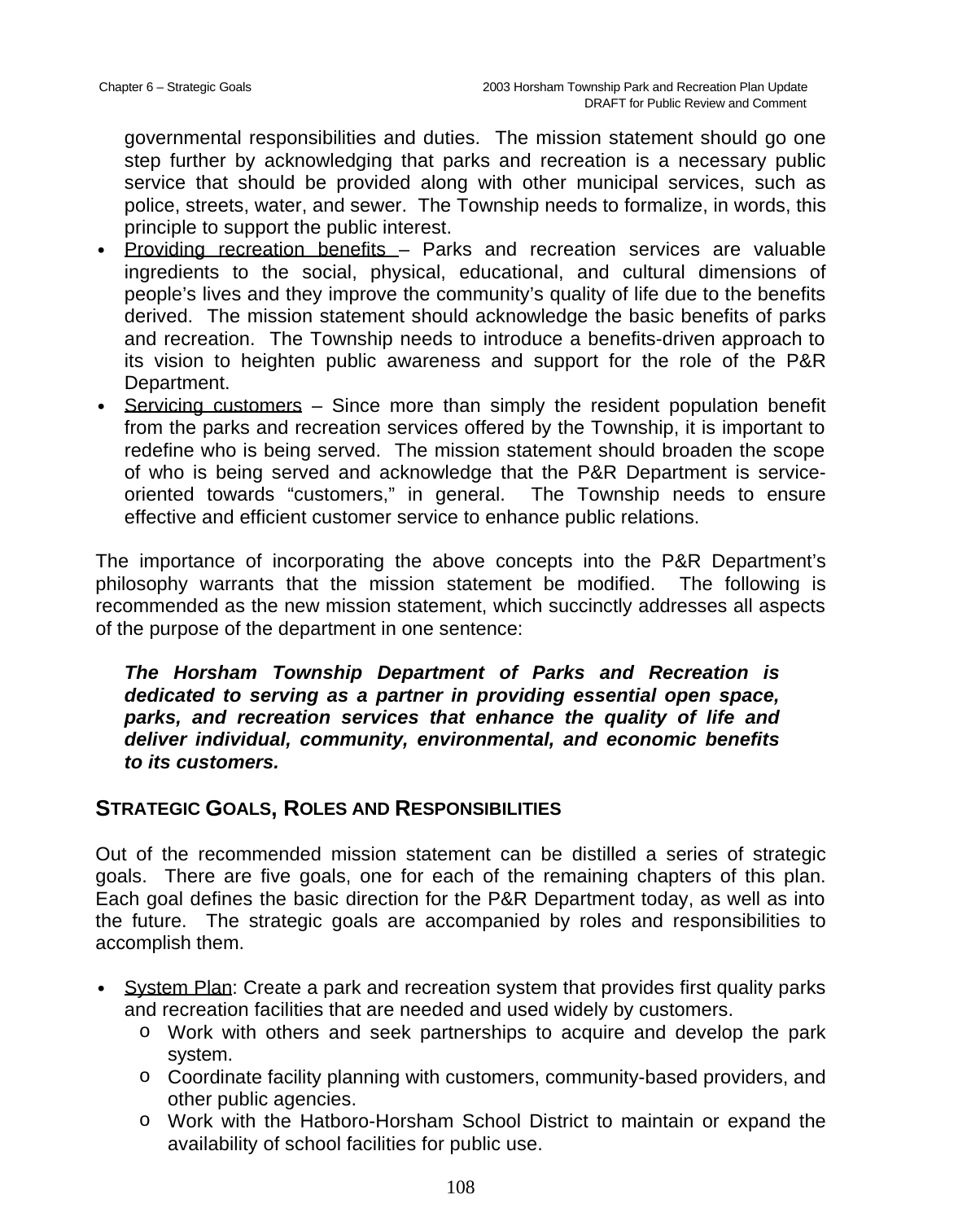governmental responsibilities and duties. The mission statement should go one step further by acknowledging that parks and recreation is a necessary public service that should be provided along with other municipal services, such as police, streets, water, and sewer. The Township needs to formalize, in words, this principle to support the public interest.

- Providing recreation benefits – Parks and recreation services are valuable ingredients to the social, physical, educational, and cultural dimensions of people's lives and they improve the community's quality of life due to the benefits derived. The mission statement should acknowledge the basic benefits of parks and recreation. The Township needs to introduce a benefits-driven approach to its vision to heighten public awareness and support for the role of the P&R Department.
- Servicing customers – Since more than simply the resident population benefit from the parks and recreation services offered by the Township, it is important to redefine who is being served. The mission statement should broaden the scope of who is being served and acknowledge that the P&R Department is service-oriented towards "customers," in general. The Township needs to ensure effective and efficient customer service to enhance public relations.

The importance of incorporating the above concepts into the P&R Department's philosophy warrants that the mission statement be modified. The following is recommended as the new mission statement, which succinctly addresses all aspects of the purpose of the department in one sentence:

> ***The Horsham Township Department of Parks and Recreation is dedicated to serving as a partner in providing essential open space, parks, and recreation services that enhance the quality of life and deliver individual, community, environmental, and economic benefits to its customers.***

## STRATEGIC GOALS, ROLES AND RESPONSIBILITIES

Out of the recommended mission statement can be distilled a series of strategic goals. There are five goals, one for each of the remaining chapters of this plan. Each goal defines the basic direction for the P&R Department today, as well as into the future. The strategic goals are accompanied by roles and responsibilities to accomplish them.

- System Plan: Create a park and recreation system that provides first quality parks and recreation facilities that are needed and used widely by customers.
  - Work with others and seek partnerships to acquire and develop the park system.
  - Coordinate facility planning with customers, community-based providers, and other public agencies.
  - Work with the Hatboro-Horsham School District to maintain or expand the availability of school facilities for public use.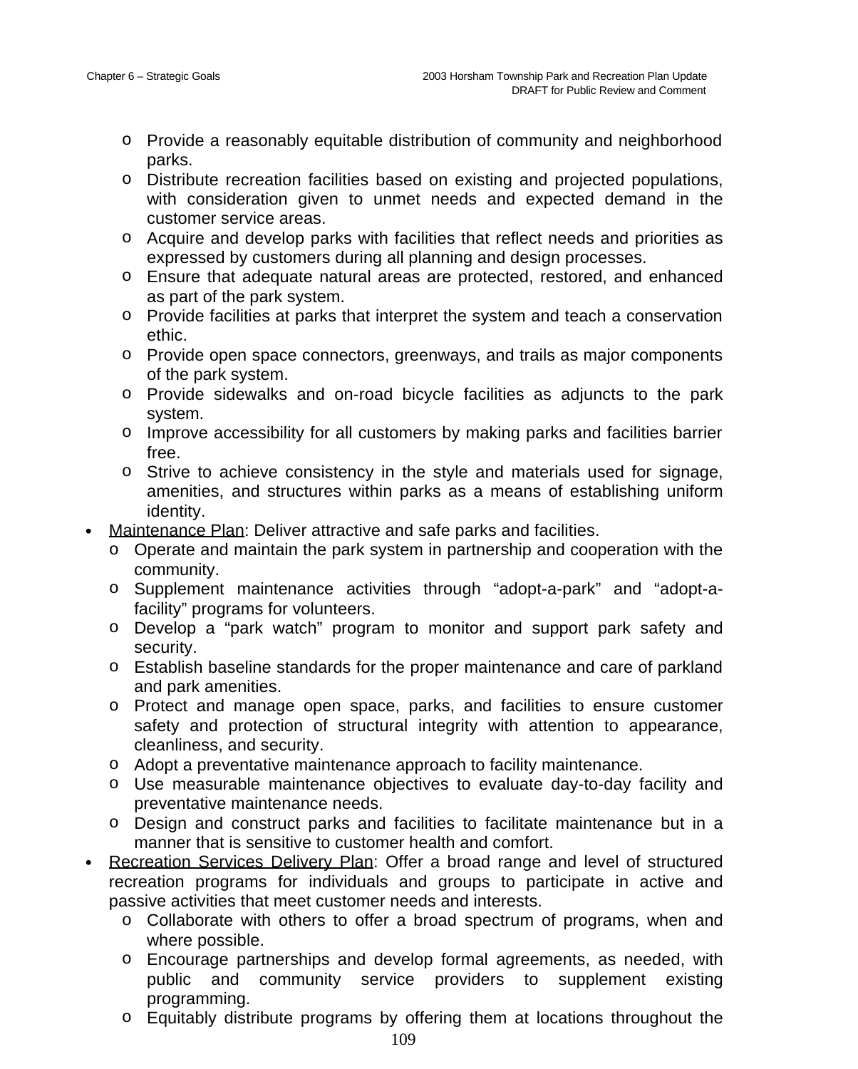- Provide a reasonably equitable distribution of community and neighborhood parks.
    - Distribute recreation facilities based on existing and projected populations, with consideration given to unmet needs and expected demand in the customer service areas.
    - Acquire and develop parks with facilities that reflect needs and priorities as expressed by customers during all planning and design processes.
    - Ensure that adequate natural areas are protected, restored, and enhanced as part of the park system.
    - Provide facilities at parks that interpret the system and teach a conservation ethic.
    - Provide open space connectors, greenways, and trails as major components of the park system.
    - Provide sidewalks and on-road bicycle facilities as adjuncts to the park system.
    - Improve accessibility for all customers by making parks and facilities barrier free.
    - Strive to achieve consistency in the style and materials used for signage, amenities, and structures within parks as a means of establishing uniform identity.
- <u>Maintenance Plan</u>: Deliver attractive and safe parks and facilities.
    - Operate and maintain the park system in partnership and cooperation with the community.
    - Supplement maintenance activities through “adopt-a-park” and “adopt-a-facility” programs for volunteers.
    - Develop a “park watch” program to monitor and support park safety and security.
    - Establish baseline standards for the proper maintenance and care of parkland and park amenities.
    - Protect and manage open space, parks, and facilities to ensure customer safety and protection of structural integrity with attention to appearance, cleanliness, and security.
    - Adopt a preventative maintenance approach to facility maintenance.
    - Use measurable maintenance objectives to evaluate day-to-day facility and preventative maintenance needs.
    - Design and construct parks and facilities to facilitate maintenance but in a manner that is sensitive to customer health and comfort.
- <u>Recreation Services Delivery Plan</u>: Offer a broad range and level of structured recreation programs for individuals and groups to participate in active and passive activities that meet customer needs and interests.
    - Collaborate with others to offer a broad spectrum of programs, when and where possible.
    - Encourage partnerships and develop formal agreements, as needed, with public and community service providers to supplement existing programming.
    - Equitably distribute programs by offering them at locations throughout the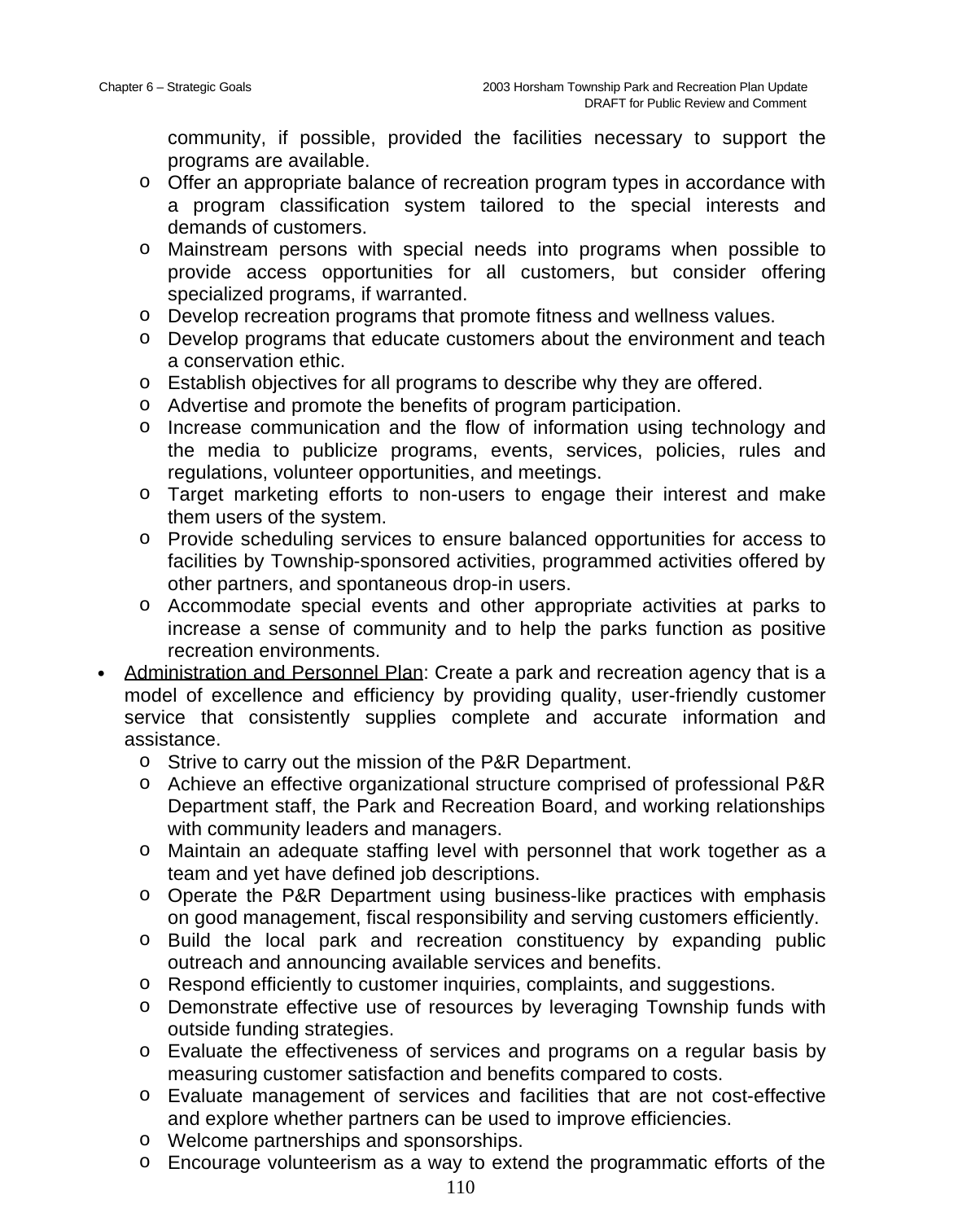community, if possible, provided the facilities necessary to support the programs are available.
  - Offer an appropriate balance of recreation program types in accordance with a program classification system tailored to the special interests and demands of customers.
  - Mainstream persons with special needs into programs when possible to provide access opportunities for all customers, but consider offering specialized programs, if warranted.
  - Develop recreation programs that promote fitness and wellness values.
  - Develop programs that educate customers about the environment and teach a conservation ethic.
  - Establish objectives for all programs to describe why they are offered.
  - Advertise and promote the benefits of program participation.
  - Increase communication and the flow of information using technology and the media to publicize programs, events, services, policies, rules and regulations, volunteer opportunities, and meetings.
  - Target marketing efforts to non-users to engage their interest and make them users of the system.
  - Provide scheduling services to ensure balanced opportunities for access to facilities by Township-sponsored activities, programmed activities offered by other partners, and spontaneous drop-in users.
  - Accommodate special events and other appropriate activities at parks to increase a sense of community and to help the parks function as positive recreation environments.
- <u>Administration and Personnel Plan</u>: Create a park and recreation agency that is a model of excellence and efficiency by providing quality, user-friendly customer service that consistently supplies complete and accurate information and assistance.
  - Strive to carry out the mission of the P&R Department.
  - Achieve an effective organizational structure comprised of professional P&R Department staff, the Park and Recreation Board, and working relationships with community leaders and managers.
  - Maintain an adequate staffing level with personnel that work together as a team and yet have defined job descriptions.
  - Operate the P&R Department using business-like practices with emphasis on good management, fiscal responsibility and serving customers efficiently.
  - Build the local park and recreation constituency by expanding public outreach and announcing available services and benefits.
  - Respond efficiently to customer inquiries, complaints, and suggestions.
  - Demonstrate effective use of resources by leveraging Township funds with outside funding strategies.
  - Evaluate the effectiveness of services and programs on a regular basis by measuring customer satisfaction and benefits compared to costs.
  - Evaluate management of services and facilities that are not cost-effective and explore whether partners can be used to improve efficiencies.
  - Welcome partnerships and sponsorships.
  - Encourage volunteerism as a way to extend the programmatic efforts of the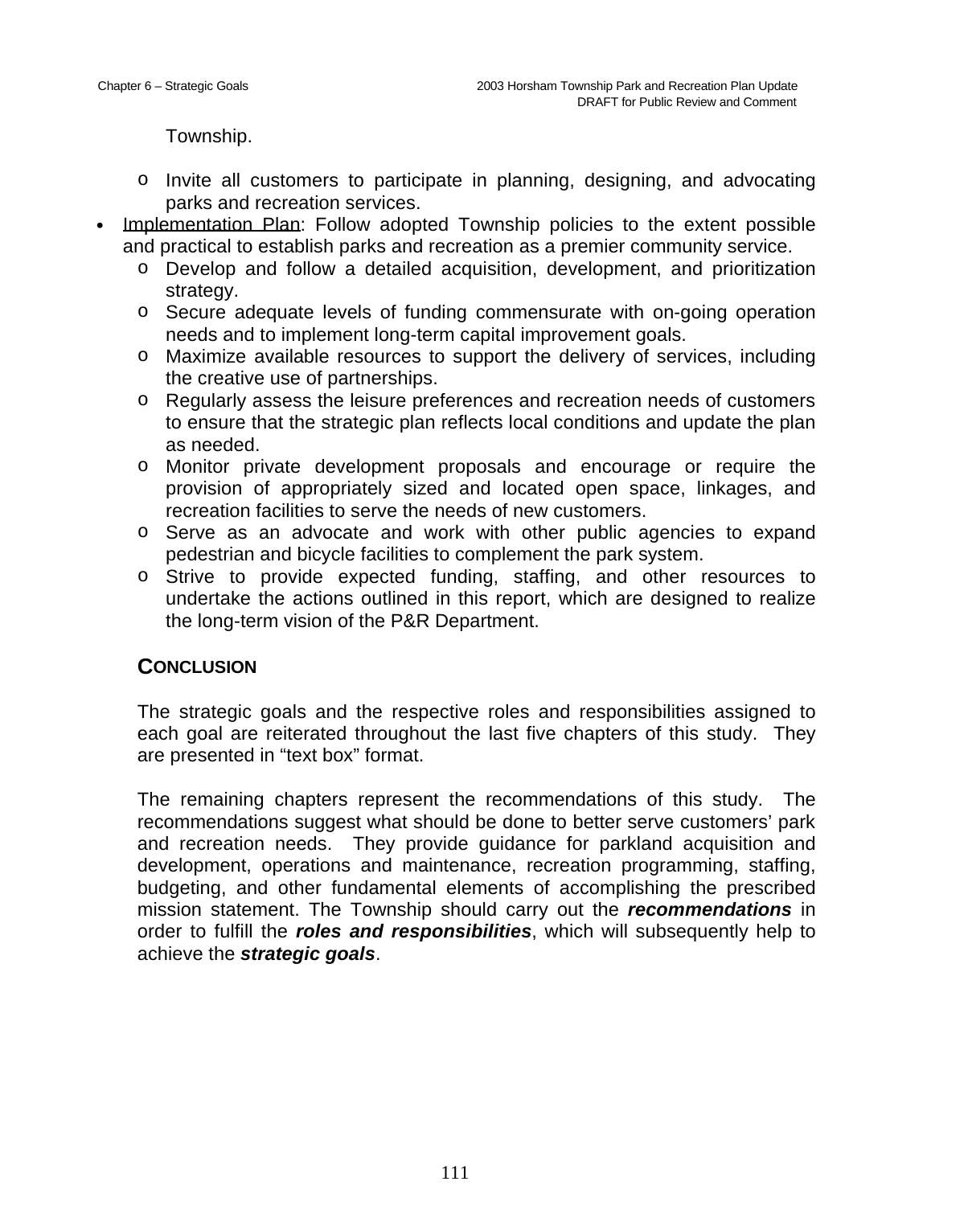Township.

  - Invite all customers to participate in planning, designing, and advocating parks and recreation services.
- Implementation Plan: Follow adopted Township policies to the extent possible and practical to establish parks and recreation as a premier community service.
  - Develop and follow a detailed acquisition, development, and prioritization strategy.
  - Secure adequate levels of funding commensurate with on-going operation needs and to implement long-term capital improvement goals.
  - Maximize available resources to support the delivery of services, including the creative use of partnerships.
  - Regularly assess the leisure preferences and recreation needs of customers to ensure that the strategic plan reflects local conditions and update the plan as needed.
  - Monitor private development proposals and encourage or require the provision of appropriately sized and located open space, linkages, and recreation facilities to serve the needs of new customers.
  - Serve as an advocate and work with other public agencies to expand pedestrian and bicycle facilities to complement the park system.
  - Strive to provide expected funding, staffing, and other resources to undertake the actions outlined in this report, which are designed to realize the long-term vision of the P&R Department.

## CONCLUSION

The strategic goals and the respective roles and responsibilities assigned to each goal are reiterated throughout the last five chapters of this study. They are presented in "text box" format.

The remaining chapters represent the recommendations of this study. The recommendations suggest what should be done to better serve customers' park and recreation needs. They provide guidance for parkland acquisition and development, operations and maintenance, recreation programming, staffing, budgeting, and other fundamental elements of accomplishing the prescribed mission statement. The Township should carry out the ***recommendations*** in order to fulfill the ***roles and responsibilities***, which will subsequently help to achieve the ***strategic goals***.